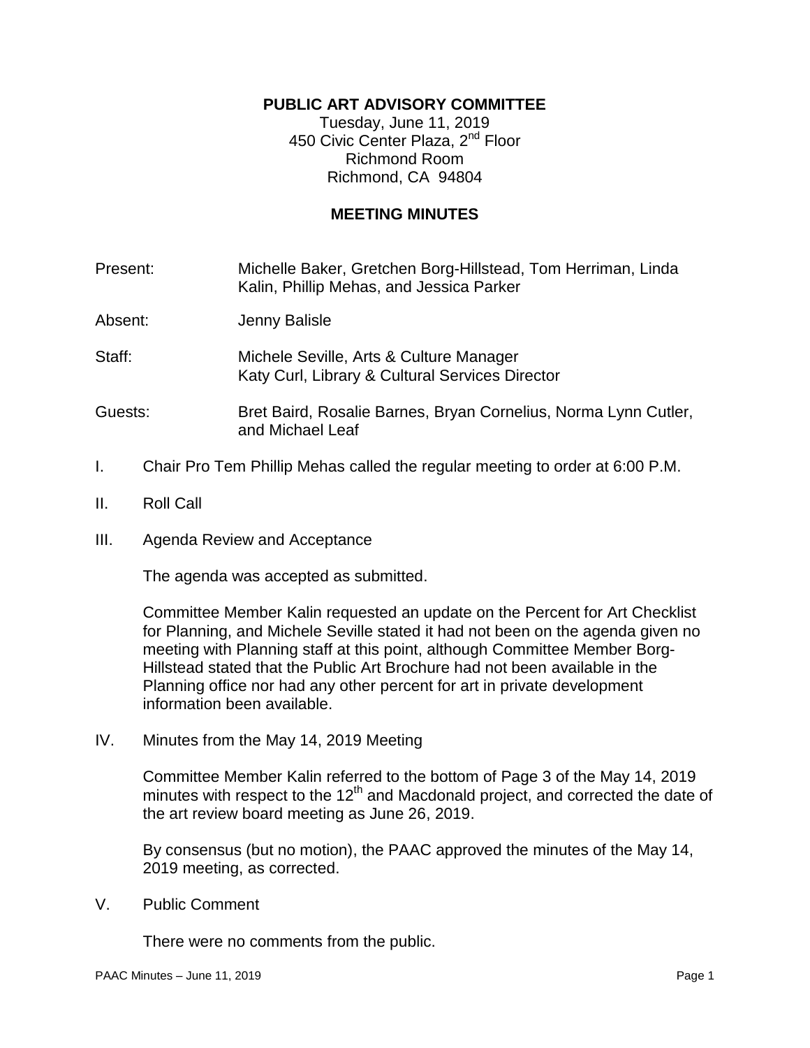# PUBLIC ART ADVISORY COMMITTEE

Tuesday, June 11, 2019
450 Civic Center Plaza, 2nd Floor
Richmond Room
Richmond, CA 94804

## MEETING MINUTES

Present: Michelle Baker, Gretchen Borg-Hillstead, Tom Herriman, Linda Kalin, Phillip Mehas, and Jessica Parker

Absent: Jenny Balisle

Staff: Michele Seville, Arts & Culture Manager
Katy Curl, Library & Cultural Services Director

Guests: Bret Baird, Rosalie Barnes, Bryan Cornelius, Norma Lynn Cutler, and Michael Leaf

I. Chair Pro Tem Phillip Mehas called the regular meeting to order at 6:00 P.M.

II. Roll Call

III. Agenda Review and Acceptance

The agenda was accepted as submitted.

Committee Member Kalin requested an update on the Percent for Art Checklist for Planning, and Michele Seville stated it had not been on the agenda given no meeting with Planning staff at this point, although Committee Member Borg-Hillstead stated that the Public Art Brochure had not been available in the Planning office nor had any other percent for art in private development information been available.

IV. Minutes from the May 14, 2019 Meeting

Committee Member Kalin referred to the bottom of Page 3 of the May 14, 2019 minutes with respect to the 12th and Macdonald project, and corrected the date of the art review board meeting as June 26, 2019.

By consensus (but no motion), the PAAC approved the minutes of the May 14, 2019 meeting, as corrected.

V. Public Comment

There were no comments from the public.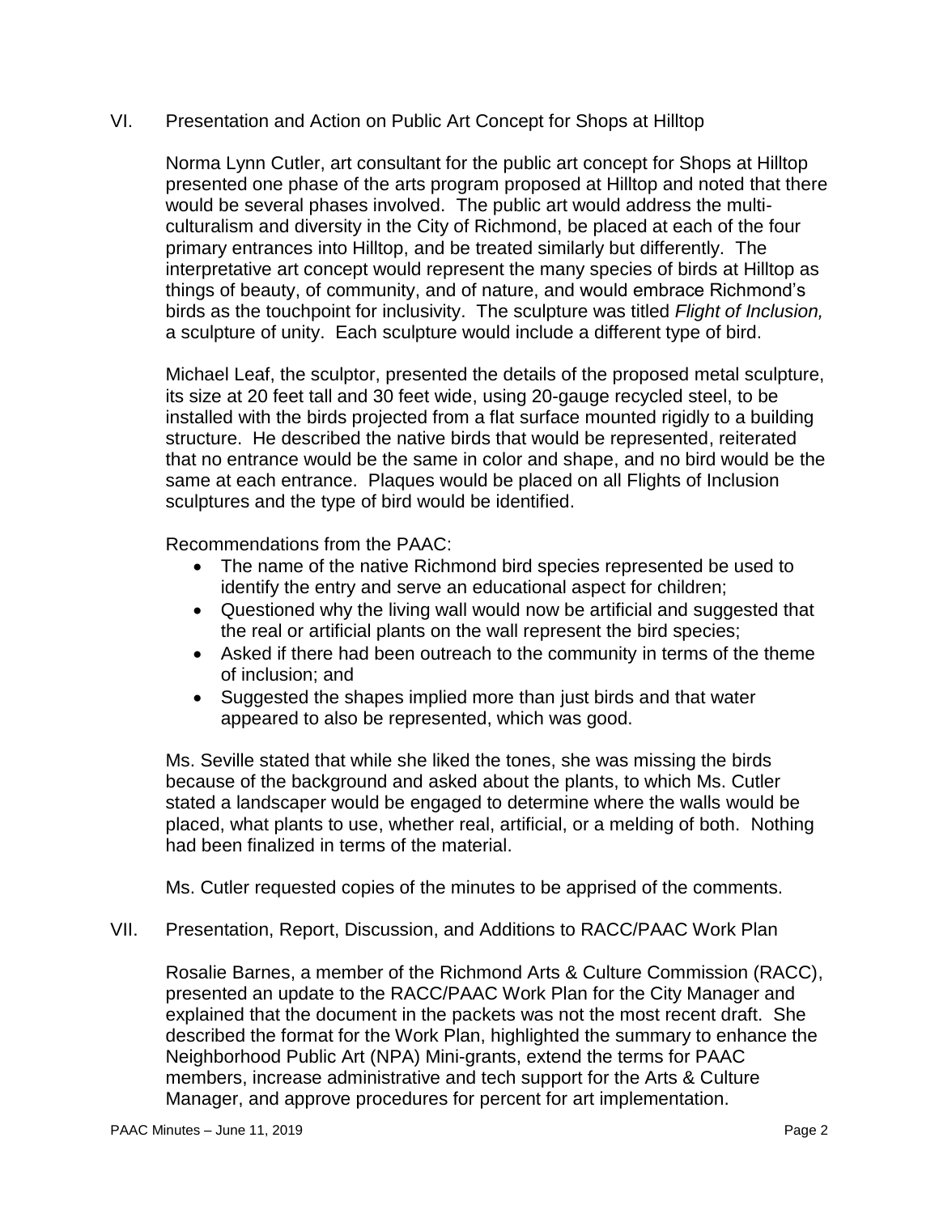## VI. Presentation and Action on Public Art Concept for Shops at Hilltop

Norma Lynn Cutler, art consultant for the public art concept for Shops at Hilltop presented one phase of the arts program proposed at Hilltop and noted that there would be several phases involved. The public art would address the multi-culturalism and diversity in the City of Richmond, be placed at each of the four primary entrances into Hilltop, and be treated similarly but differently. The interpretative art concept would represent the many species of birds at Hilltop as things of beauty, of community, and of nature, and would embrace Richmond's birds as the touchpoint for inclusivity. The sculpture was titled *Flight of Inclusion,* a sculpture of unity. Each sculpture would include a different type of bird.

Michael Leaf, the sculptor, presented the details of the proposed metal sculpture, its size at 20 feet tall and 30 feet wide, using 20-gauge recycled steel, to be installed with the birds projected from a flat surface mounted rigidly to a building structure. He described the native birds that would be represented, reiterated that no entrance would be the same in color and shape, and no bird would be the same at each entrance. Plaques would be placed on all Flights of Inclusion sculptures and the type of bird would be identified.

Recommendations from the PAAC:

- The name of the native Richmond bird species represented be used to identify the entry and serve an educational aspect for children;
- Questioned why the living wall would now be artificial and suggested that the real or artificial plants on the wall represent the bird species;
- Asked if there had been outreach to the community in terms of the theme of inclusion; and
- Suggested the shapes implied more than just birds and that water appeared to also be represented, which was good.

Ms. Seville stated that while she liked the tones, she was missing the birds because of the background and asked about the plants, to which Ms. Cutler stated a landscaper would be engaged to determine where the walls would be placed, what plants to use, whether real, artificial, or a melding of both. Nothing had been finalized in terms of the material.

Ms. Cutler requested copies of the minutes to be apprised of the comments.

## VII. Presentation, Report, Discussion, and Additions to RACC/PAAC Work Plan

Rosalie Barnes, a member of the Richmond Arts & Culture Commission (RACC), presented an update to the RACC/PAAC Work Plan for the City Manager and explained that the document in the packets was not the most recent draft. She described the format for the Work Plan, highlighted the summary to enhance the Neighborhood Public Art (NPA) Mini-grants, extend the terms for PAAC members, increase administrative and tech support for the Arts & Culture Manager, and approve procedures for percent for art implementation.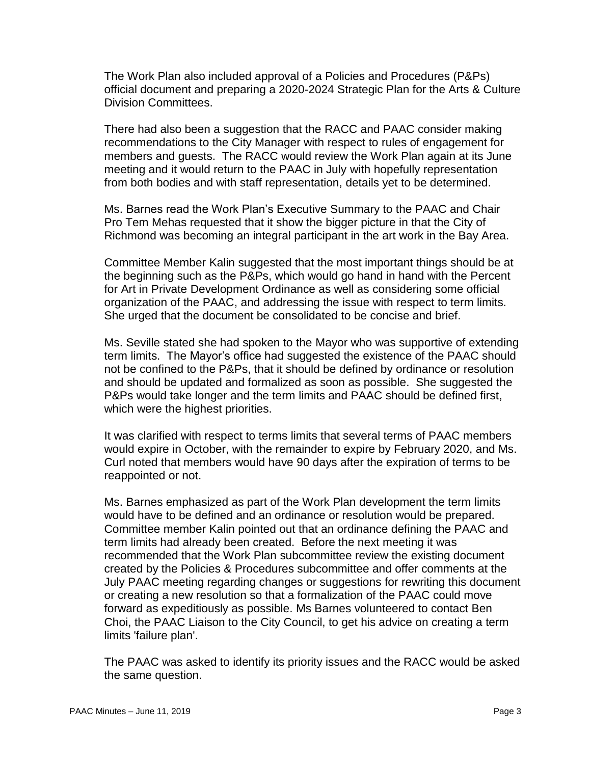The Work Plan also included approval of a Policies and Procedures (P&Ps) official document and preparing a 2020-2024 Strategic Plan for the Arts & Culture Division Committees.

There had also been a suggestion that the RACC and PAAC consider making recommendations to the City Manager with respect to rules of engagement for members and guests. The RACC would review the Work Plan again at its June meeting and it would return to the PAAC in July with hopefully representation from both bodies and with staff representation, details yet to be determined.

Ms. Barnes read the Work Plan's Executive Summary to the PAAC and Chair Pro Tem Mehas requested that it show the bigger picture in that the City of Richmond was becoming an integral participant in the art work in the Bay Area.

Committee Member Kalin suggested that the most important things should be at the beginning such as the P&Ps, which would go hand in hand with the Percent for Art in Private Development Ordinance as well as considering some official organization of the PAAC, and addressing the issue with respect to term limits. She urged that the document be consolidated to be concise and brief.

Ms. Seville stated she had spoken to the Mayor who was supportive of extending term limits. The Mayor's office had suggested the existence of the PAAC should not be confined to the P&Ps, that it should be defined by ordinance or resolution and should be updated and formalized as soon as possible. She suggested the P&Ps would take longer and the term limits and PAAC should be defined first, which were the highest priorities.

It was clarified with respect to terms limits that several terms of PAAC members would expire in October, with the remainder to expire by February 2020, and Ms. Curl noted that members would have 90 days after the expiration of terms to be reappointed or not.

Ms. Barnes emphasized as part of the Work Plan development the term limits would have to be defined and an ordinance or resolution would be prepared. Committee member Kalin pointed out that an ordinance defining the PAAC and term limits had already been created. Before the next meeting it was recommended that the Work Plan subcommittee review the existing document created by the Policies & Procedures subcommittee and offer comments at the July PAAC meeting regarding changes or suggestions for rewriting this document or creating a new resolution so that a formalization of the PAAC could move forward as expeditiously as possible. Ms Barnes volunteered to contact Ben Choi, the PAAC Liaison to the City Council, to get his advice on creating a term limits 'failure plan'.

The PAAC was asked to identify its priority issues and the RACC would be asked the same question.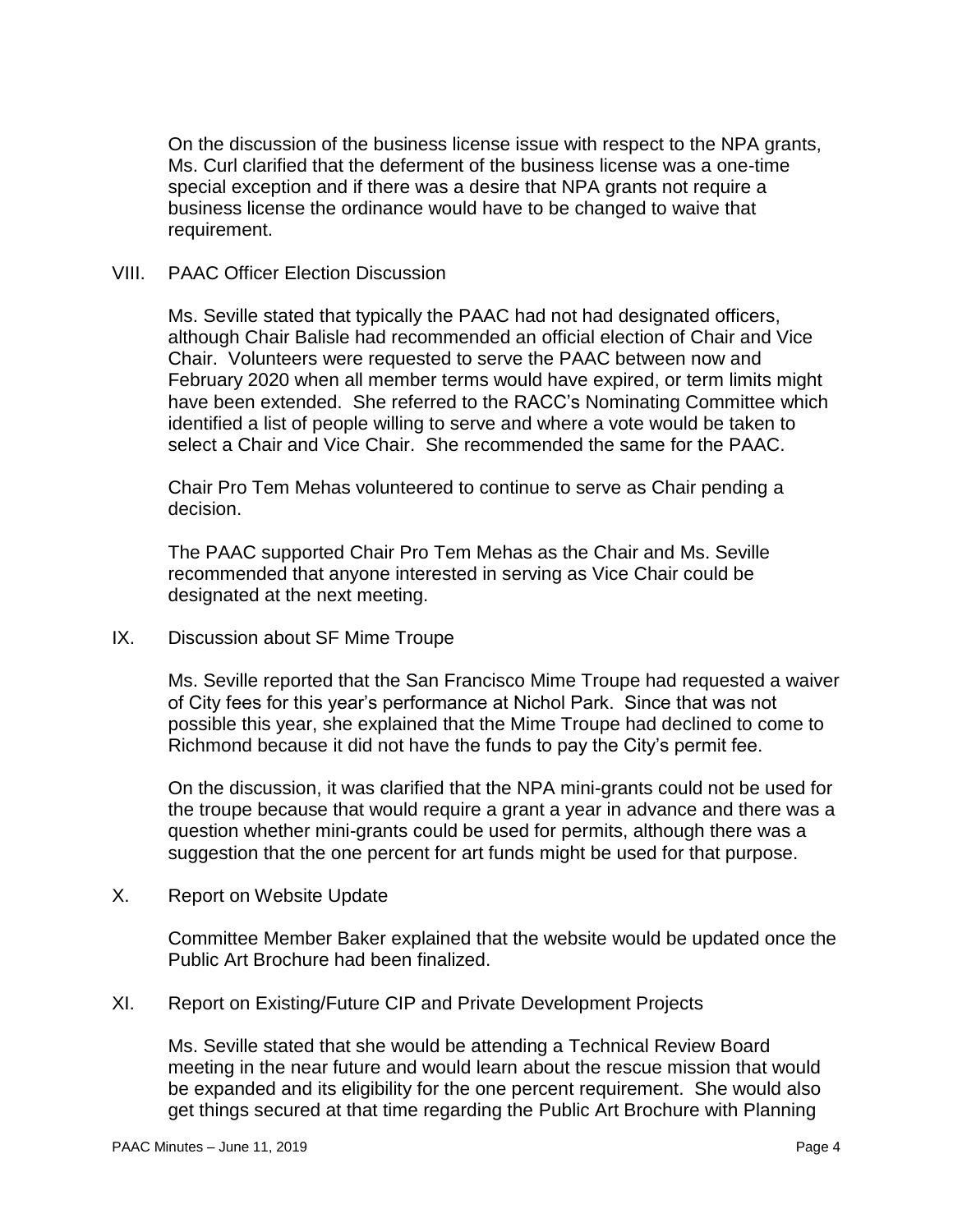On the discussion of the business license issue with respect to the NPA grants, Ms. Curl clarified that the deferment of the business license was a one-time special exception and if there was a desire that NPA grants not require a business license the ordinance would have to be changed to waive that requirement.

VIII. PAAC Officer Election Discussion

Ms. Seville stated that typically the PAAC had not had designated officers, although Chair Balisle had recommended an official election of Chair and Vice Chair. Volunteers were requested to serve the PAAC between now and February 2020 when all member terms would have expired, or term limits might have been extended. She referred to the RACC's Nominating Committee which identified a list of people willing to serve and where a vote would be taken to select a Chair and Vice Chair. She recommended the same for the PAAC.

Chair Pro Tem Mehas volunteered to continue to serve as Chair pending a decision.

The PAAC supported Chair Pro Tem Mehas as the Chair and Ms. Seville recommended that anyone interested in serving as Vice Chair could be designated at the next meeting.

IX. Discussion about SF Mime Troupe

Ms. Seville reported that the San Francisco Mime Troupe had requested a waiver of City fees for this year's performance at Nichol Park. Since that was not possible this year, she explained that the Mime Troupe had declined to come to Richmond because it did not have the funds to pay the City's permit fee.

On the discussion, it was clarified that the NPA mini-grants could not be used for the troupe because that would require a grant a year in advance and there was a question whether mini-grants could be used for permits, although there was a suggestion that the one percent for art funds might be used for that purpose.

X. Report on Website Update

Committee Member Baker explained that the website would be updated once the Public Art Brochure had been finalized.

XI. Report on Existing/Future CIP and Private Development Projects

Ms. Seville stated that she would be attending a Technical Review Board meeting in the near future and would learn about the rescue mission that would be expanded and its eligibility for the one percent requirement. She would also get things secured at that time regarding the Public Art Brochure with Planning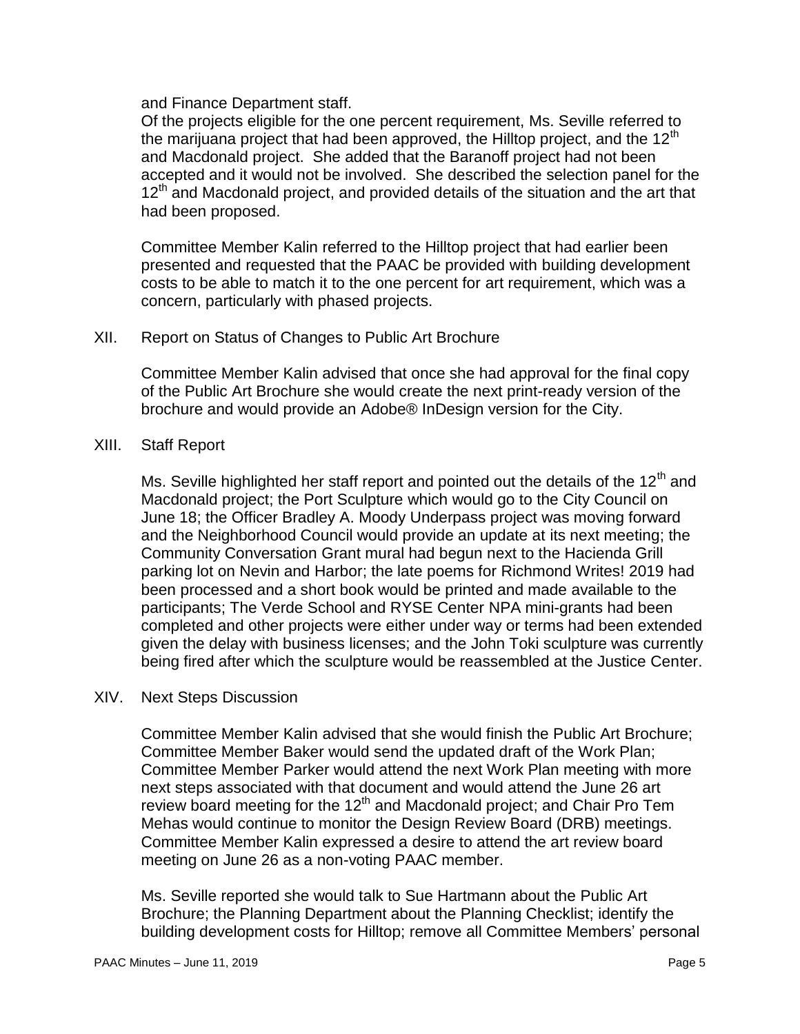and Finance Department staff.

Of the projects eligible for the one percent requirement, Ms. Seville referred to the marijuana project that had been approved, the Hilltop project, and the 12th and Macdonald project. She added that the Baranoff project had not been accepted and it would not be involved. She described the selection panel for the 12th and Macdonald project, and provided details of the situation and the art that had been proposed.

Committee Member Kalin referred to the Hilltop project that had earlier been presented and requested that the PAAC be provided with building development costs to be able to match it to the one percent for art requirement, which was a concern, particularly with phased projects.

## XII. Report on Status of Changes to Public Art Brochure

Committee Member Kalin advised that once she had approval for the final copy of the Public Art Brochure she would create the next print-ready version of the brochure and would provide an Adobe® InDesign version for the City.

## XIII. Staff Report

Ms. Seville highlighted her staff report and pointed out the details of the 12th and Macdonald project; the Port Sculpture which would go to the City Council on June 18; the Officer Bradley A. Moody Underpass project was moving forward and the Neighborhood Council would provide an update at its next meeting; the Community Conversation Grant mural had begun next to the Hacienda Grill parking lot on Nevin and Harbor; the late poems for Richmond Writes! 2019 had been processed and a short book would be printed and made available to the participants; The Verde School and RYSE Center NPA mini-grants had been completed and other projects were either under way or terms had been extended given the delay with business licenses; and the John Toki sculpture was currently being fired after which the sculpture would be reassembled at the Justice Center.

## XIV. Next Steps Discussion

Committee Member Kalin advised that she would finish the Public Art Brochure; Committee Member Baker would send the updated draft of the Work Plan; Committee Member Parker would attend the next Work Plan meeting with more next steps associated with that document and would attend the June 26 art review board meeting for the 12th and Macdonald project; and Chair Pro Tem Mehas would continue to monitor the Design Review Board (DRB) meetings. Committee Member Kalin expressed a desire to attend the art review board meeting on June 26 as a non-voting PAAC member.

Ms. Seville reported she would talk to Sue Hartmann about the Public Art Brochure; the Planning Department about the Planning Checklist; identify the building development costs for Hilltop; remove all Committee Members' personal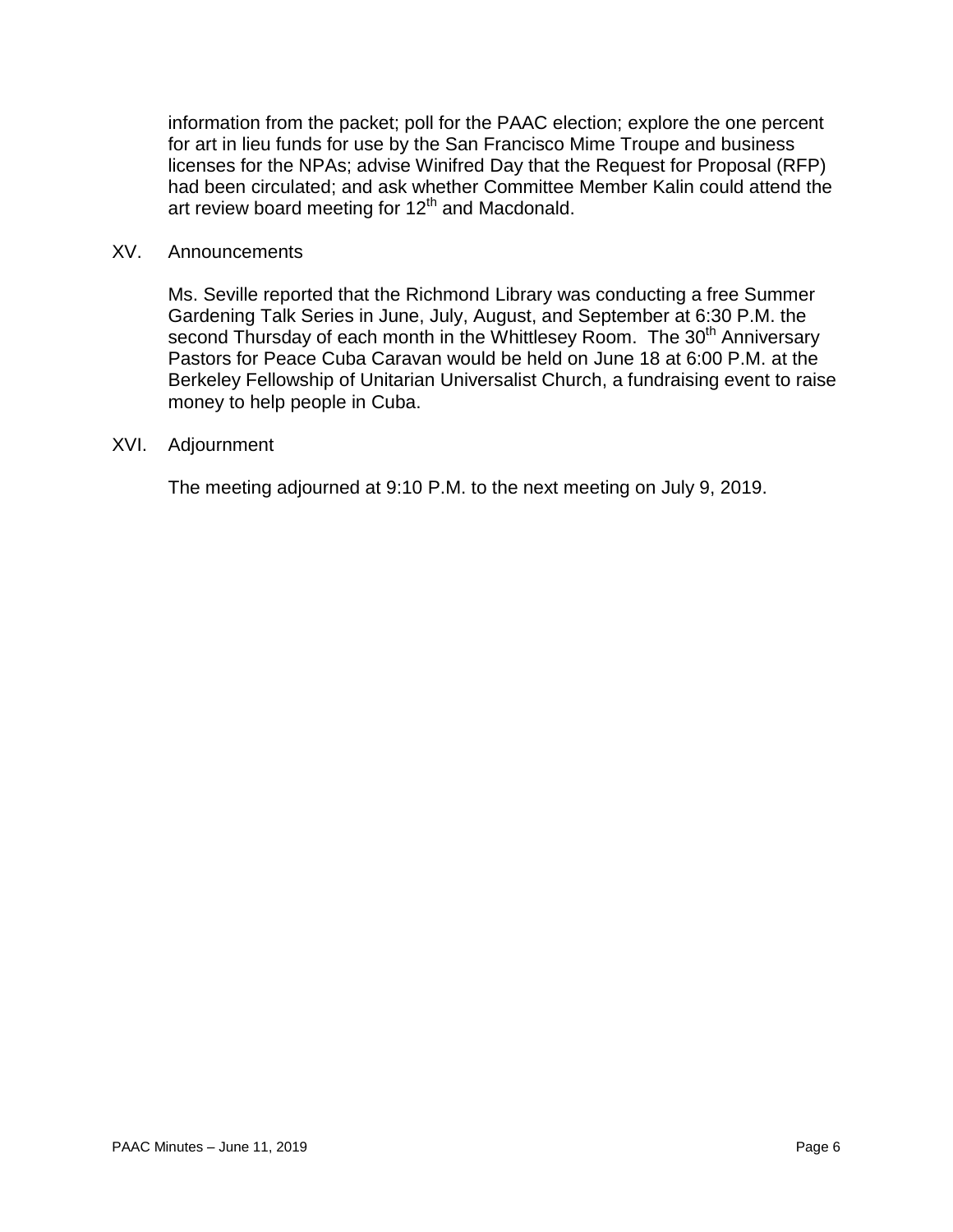information from the packet; poll for the PAAC election; explore the one percent for art in lieu funds for use by the San Francisco Mime Troupe and business licenses for the NPAs; advise Winifred Day that the Request for Proposal (RFP) had been circulated; and ask whether Committee Member Kalin could attend the art review board meeting for 12th and Macdonald.

## XV. Announcements

Ms. Seville reported that the Richmond Library was conducting a free Summer Gardening Talk Series in June, July, August, and September at 6:30 P.M. the second Thursday of each month in the Whittlesey Room. The 30th Anniversary Pastors for Peace Cuba Caravan would be held on June 18 at 6:00 P.M. at the Berkeley Fellowship of Unitarian Universalist Church, a fundraising event to raise money to help people in Cuba.

## XVI. Adjournment

The meeting adjourned at 9:10 P.M. to the next meeting on July 9, 2019.